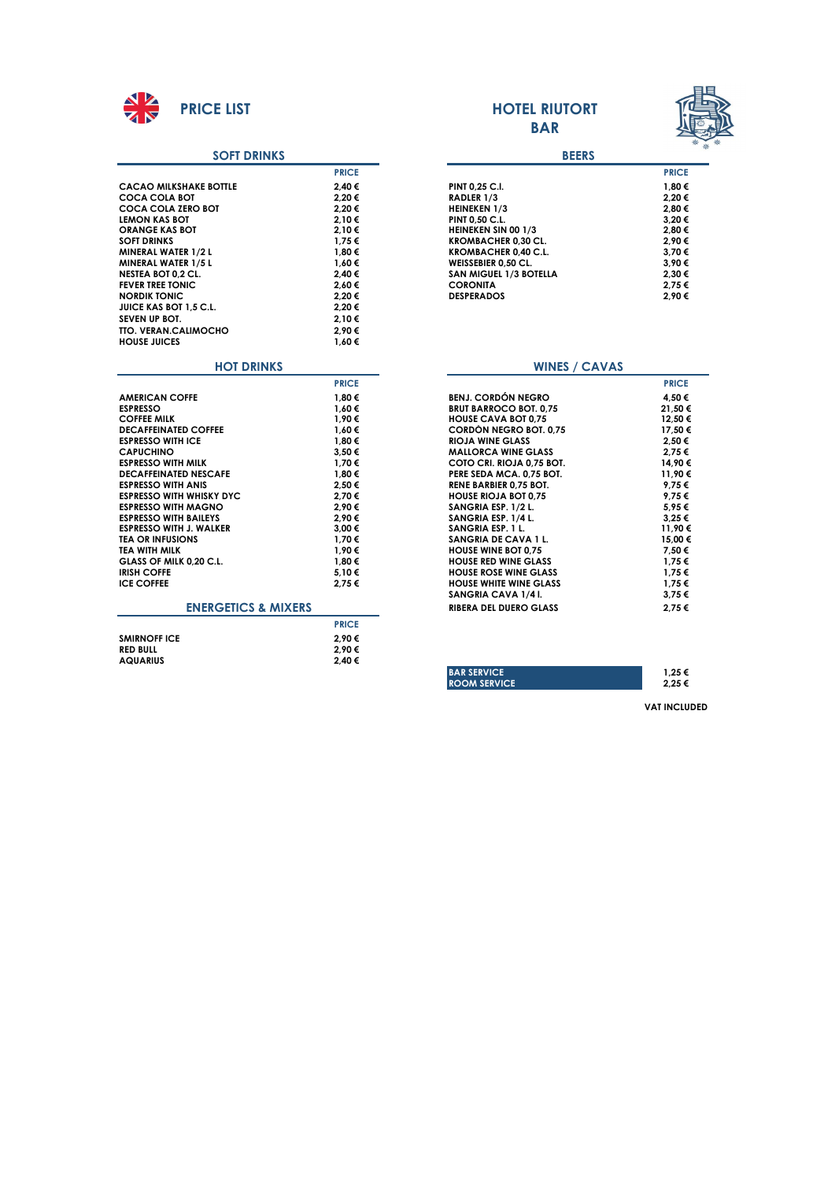# PRICE LIST

# HOTEL RIUTORT BAR

## SOFT DRINKS

| | PRICE |
|---|---|
| CACAO MILKSHAKE BOTTLE | 2,40 € |
| COCA COLA BOT | 2,20 € |
| COCA COLA ZERO BOT | 2,20 € |
| LEMON KAS BOT | 2,10 € |
| ORANGE KAS BOT | 2,10 € |
| SOFT DRINKS | 1,75 € |
| MINERAL WATER 1/2 L | 1,80 € |
| MINERAL WATER 1/5 L | 1,60 € |
| NESTEA BOT 0,2 CL. | 2,40 € |
| FEVER TREE TONIC | 2,60 € |
| NORDIK TONIC | 2,20 € |
| JUICE KAS BOT 1,5 C.L. | 2,20 € |
| SEVEN UP BOT. | 2,10 € |
| TTO. VERAN.CALIMOCHO | 2,90 € |
| HOUSE JUICES | 1,60 € |

## HOT DRINKS

| | PRICE |
|---|---|
| AMERICAN COFFE | 1,80 € |
| ESPRESSO | 1,60 € |
| COFFEE MILK | 1,90 € |
| DECAFFEINATED COFFEE | 1,60 € |
| ESPRESSO WITH ICE | 1,80 € |
| CAPUCHINO | 3,50 € |
| ESPRESSO WITH MILK | 1,70 € |
| DECAFFEINATED NESCAFE | 1,80 € |
| ESPRESSO WITH ANIS | 2,50 € |
| ESPRESSO WITH WHISKY DYC | 2,70 € |
| ESPRESSO WITH MAGNO | 2,90 € |
| ESPRESSO WITH BAILEYS | 2,90 € |
| ESPRESSO WITH J. WALKER | 3,00 € |
| TEA OR INFUSIONS | 1,70 € |
| TEA WITH MILK | 1,90 € |
| GLASS OF MILK 0,20 C.L. | 1,80 € |
| IRISH COFFE | 5,10 € |
| ICE COFFEE | 2,75 € |

## ENERGETICS & MIXERS

| | PRICE |
|---|---|
| SMIRNOFF ICE | 2,90 € |
| RED BULL | 2,90 € |
| AQUARIUS | 2,40 € |

## BEERS

| | PRICE |
|---|---|
| PINT 0,25 C.I. | 1,80 € |
| RADLER 1/3 | 2,20 € |
| HEINEKEN 1/3 | 2,80 € |
| PINT 0,50 C.L. | 3,20 € |
| HEINEKEN SIN 00 1/3 | 2,80 € |
| KROMBACHER 0,30 CL. | 2,90 € |
| KROMBACHER 0,40 C.L. | 3,70 € |
| WEISSEBIER 0,50 CL. | 3,90 € |
| SAN MIGUEL 1/3 BOTELLA | 2,30 € |
| CORONITA | 2,75 € |
| DESPERADOS | 2,90 € |

## WINES / CAVAS

| | PRICE |
|---|---|
| BENJ. CORDÓN NEGRO | 4,50 € |
| BRUT BARROCO BOT. 0,75 | 21,50 € |
| HOUSE CAVA BOT 0,75 | 12,50 € |
| CORDÓN NEGRO BOT. 0,75 | 17,50 € |
| RIOJA WINE GLASS | 2,50 € |
| MALLORCA WINE GLASS | 2,75 € |
| COTO CRI. RIOJA 0,75 BOT. | 14,90 € |
| PERE SEDA MCA. 0,75 BOT. | 11,90 € |
| RENE BARBIER 0,75 BOT. | 9,75 € |
| HOUSE RIOJA BOT 0,75 | 9,75 € |
| SANGRIA ESP. 1/2 L. | 5,95 € |
| SANGRIA ESP. 1/4 L. | 3,25 € |
| SANGRIA ESP. 1 L. | 11,90 € |
| SANGRIA DE CAVA 1 L. | 15,00 € |
| HOUSE WINE BOT 0,75 | 7,50 € |
| HOUSE RED WINE GLASS | 1,75 € |
| HOUSE ROSE WINE GLASS | 1,75 € |
| HOUSE WHITE WINE GLASS | 1,75 € |
| SANGRIA CAVA 1/4 l. | 3,75 € |
| RIBERA DEL DUERO GLASS | 2,75 € |

| | |
|---|---|
| BAR SERVICE | 1,25 € |
| ROOM SERVICE | 2,25 € |

**VAT INCLUDED**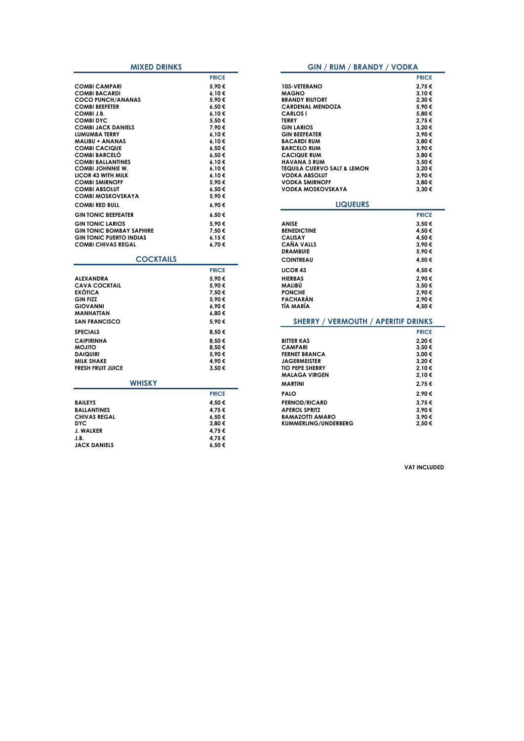## MIXED DRINKS

| | PRICE |
|---|---|
| COMBI CAMPARI | 5,90 € |
| COMBI BACARDI | 6,10 € |
| COCO PUNCH/ANANAS | 5,90 € |
| COMBI BEEFETER | 6,50 € |
| COMBI J.B. | 6,10 € |
| COMBI DYC | 5,50 € |
| COMBI JACK DANIELS | 7,90 € |
| LUMUMBA TERRY | 6,10 € |
| MALIBU + ANANAS | 6,10 € |
| COMBI CACIQUE | 6,50 € |
| COMBI BARCELÓ | 6,50 € |
| COMBI BALLANTINES | 6,10 € |
| COMBI JOHNNIE W. | 6,10 € |
| LICOR 43 WITH MILK | 6,10 € |
| COMBI SMIRNOFF | 5,90 € |
| COMBI ABSOLUT | 6,50 € |
| COMBI MOSKOVSKAYA | 5,90 € |
| COMBI RED BULL | 6,90 € |
| GIN TONIC BEEFEATER | 6,50 € |
| GIN TONIC LARIOS | 5,90 € |
| GIN TONIC BOMBAY SAPHIRE | 7,50 € |
| GIN TONIC PUERTO INDIAS | 6,15 € |
| COMBI CHIVAS REGAL | 6,70 € |

## COCKTAILS

| | PRICE |
|---|---|
| ALEXANDRA | 5,90 € |
| CAVA COCKTAIL | 5,90 € |
| EXÓTICA | 7,50 € |
| GIN FIZZ | 5,90 € |
| GIOVANNI | 6,90 € |
| MANHATTAN | 6,80 € |
| SAN FRANCISCO | 5,90 € |
| SPECIALS | 8,50 € |
| CAIPIRINHA | 8,50 € |
| MOJITO | 8,50 € |
| DAIQUIRI | 5,90 € |
| MILK SHAKE | 4,90 € |
| FRESH FRUIT JUICE | 3,50 € |

## WHISKY

| | PRICE |
|---|---|
| BAILEYS | 4,50 € |
| BALLANTINES | 4,75 € |
| CHIVAS REGAL | 6,50 € |
| DYC | 3,80 € |
| J. WALKER | 4,75 € |
| J.B. | 4,75 € |
| JACK DANIELS | 6,50 € |

## GIN / RUM / BRANDY / VODKA

| | PRICE |
|---|---|
| 103-VETERANO | 2,75 € |
| MAGNO | 3,10 € |
| BRANDY RIUTORT | 2,30 € |
| CARDENAL MENDOZA | 5,90 € |
| CARLOS I | 5,80 € |
| TERRY | 2,75 € |
| GIN LARIOS | 3,20 € |
| GIN BEEFEATER | 3,90 € |
| BACARDI RUM | 3,80 € |
| BARCELO RUM | 3,90 € |
| CACIQUE RUM | 3,80 € |
| HAVANA 3 RUM | 3,50 € |
| TEQUILA CUERVO SALT & LEMON | 3,20 € |
| VODKA ABSOLUT | 3,90 € |
| VODKA SMIRNOFF | 3,80 € |
| VODKA MOSKOVSKAYA | 3,30 € |

## LIQUEURS

| | PRICE |
|---|---|
| ANISE | 3,50 € |
| BENEDICTINE | 4,50 € |
| CALISAY | 4,50 € |
| CAÑA VALLS | 3,90 € |
| DRAMBUIE | 5,90 € |
| COINTREAU | 4,50 € |
| LICOR 43 | 4,50 € |
| HIERBAS | 2,90 € |
| MALIBÚ | 3,50 € |
| PONCHE | 2,90 € |
| PACHARÁN | 2,90 € |
| TÍA MARÍA | 4,50 € |

## SHERRY / VERMOUTH / APERITIF DRINKS

| | PRICE |
|---|---|
| BITTER KAS | 2,20 € |
| CAMPARI | 3,50 € |
| FERNET BRANCA | 3,00 € |
| JAGERMEISTER | 3,20 € |
| TIO PEPE SHERRY | 2,10 € |
| MALAGA VIRGEN | 2,10 € |
| MARTINI | 2,75 € |
| PALO | 2,90 € |
| PERNOD/RICARD | 3,75 € |
| APEROL SPRITZ | 3,90 € |
| RAMAZOTTI AMARO | 3,90 € |
| KUMMERLING/UNDERBERG | 2,50 € |

**VAT INCLUDED**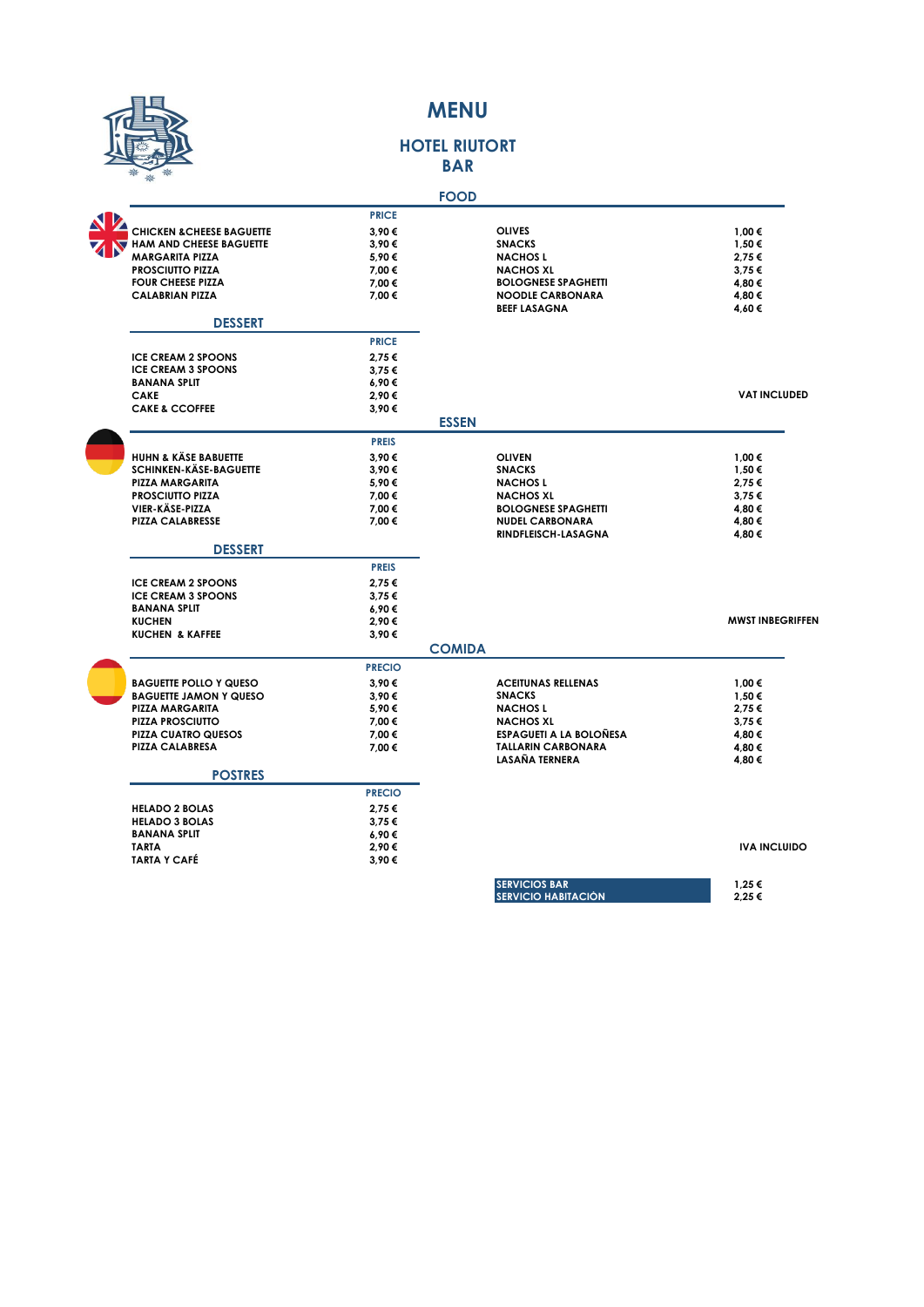# MENU

## HOTEL RIUTORT
## BAR

### FOOD

| | PRICE | | |
|---|---|---|---|
| CHICKEN &CHEESE BAGUETTE | 3,90 € | OLIVES | 1,00 € |
| HAM AND CHEESE BAGUETTE | 3,90 € | SNACKS | 1,50 € |
| MARGARITA PIZZA | 5,90 € | NACHOS L | 2,75 € |
| PROSCIUTTO PIZZA | 7,00 € | NACHOS XL | 3,75 € |
| FOUR CHEESE PIZZA | 7,00 € | BOLOGNESE SPAGHETTI | 4,80 € |
| CALABRIAN PIZZA | 7,00 € | NOODLE CARBONARA | 4,80 € |
| | | BEEF LASAGNA | 4,60 € |

### DESSERT

| | PRICE |
|---|---|
| ICE CREAM 2 SPOONS | 2,75 € |
| ICE CREAM 3 SPOONS | 3,75 € |
| BANANA SPLIT | 6,90 € |
| CAKE | 2,90 € |
| CAKE & CCOFFEE | 3,90 € |

VAT INCLUDED

### ESSEN

| | PREIS | | |
|---|---|---|---|
| HUHN & KÄSE BABUETTE | 3,90 € | OLIVEN | 1,00 € |
| SCHINKEN-KÄSE-BAGUETTE | 3,90 € | SNACKS | 1,50 € |
| PIZZA MARGARITA | 5,90 € | NACHOS L | 2,75 € |
| PROSCIUTTO PIZZA | 7,00 € | NACHOS XL | 3,75 € |
| VIER-KÄSE-PIZZA | 7,00 € | BOLOGNESE SPAGHETTI | 4,80 € |
| PIZZA CALABRESSE | 7,00 € | NUDEL CARBONARA | 4,80 € |
| | | RINDFLEISCH-LASAGNA | 4,80 € |

### DESSERT

| | PREIS |
|---|---|
| ICE CREAM 2 SPOONS | 2,75 € |
| ICE CREAM 3 SPOONS | 3,75 € |
| BANANA SPLIT | 6,90 € |
| KUCHEN | 2,90 € |
| KUCHEN & KAFFEE | 3,90 € |

MWST INBEGRIFFEN

### COMIDA

| | PRECIO | | |
|---|---|---|---|
| BAGUETTE POLLO Y QUESO | 3,90 € | ACEITUNAS RELLENAS | 1,00 € |
| BAGUETTE JAMON Y QUESO | 3,90 € | SNACKS | 1,50 € |
| PIZZA MARGARITA | 5,90 € | NACHOS L | 2,75 € |
| PIZZA PROSCIUTTO | 7,00 € | NACHOS XL | 3,75 € |
| PIZZA CUATRO QUESOS | 7,00 € | ESPAGUETI A LA BOLOÑESA | 4,80 € |
| PIZZA CALABRESA | 7,00 € | TALLARIN CARBONARA | 4,80 € |
| | | LASAÑA TERNERA | 4,80 € |

### POSTRES

| | PRECIO |
|---|---|
| HELADO 2 BOLAS | 2,75 € |
| HELADO 3 BOLAS | 3,75 € |
| BANANA SPLIT | 6,90 € |
| TARTA | 2,90 € |
| TARTA Y CAFÉ | 3,90 € |

IVA INCLUIDO

| | |
|---|---|
| SERVICIOS BAR | 1,25 € |
| SERVICIO HABITACIÓN | 2,25 € |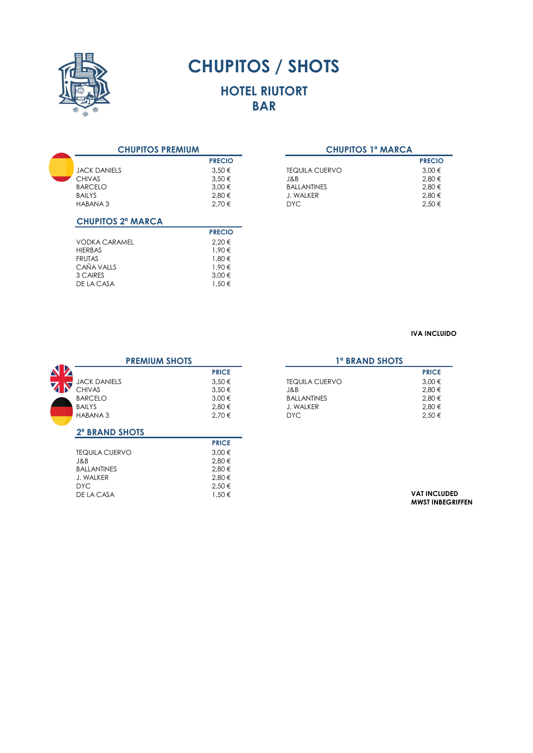# CHUPITOS / SHOTS

## HOTEL RIUTORT
## BAR

### CHUPITOS PREMIUM

| | PRECIO |
|---|---|
| JACK DANIELS | 3,50 € |
| CHIVAS | 3,50 € |
| BARCELO | 3,00 € |
| BAILYS | 2,80 € |
| HABANA 3 | 2,70 € |

### CHUPITOS 1ª MARCA

| | PRECIO |
|---|---|
| TEQUILA CUERVO | 3,00 € |
| J&B | 2,80 € |
| BALLANTINES | 2,80 € |
| J. WALKER | 2,80 € |
| DYC | 2,50 € |

### CHUPITOS 2ª MARCA

| | PRECIO |
|---|---|
| VODKA CARAMEL | 2,20 € |
| HIERBAS | 1,90 € |
| FRUTAS | 1,80 € |
| CAÑA VALLS | 1,90 € |
| 3 CAIRES | 3,00 € |
| DE LA CASA | 1,50 € |

**IVA INCLUIDO**

### PREMIUM SHOTS

| | PRICE |
|---|---|
| JACK DANIELS | 3,50 € |
| CHIVAS | 3,50 € |
| BARCELO | 3,00 € |
| BAILYS | 2,80 € |
| HABANA 3 | 2,70 € |

### 1ª BRAND SHOTS

| | PRICE |
|---|---|
| TEQUILA CUERVO | 3,00 € |
| J&B | 2,80 € |
| BALLANTINES | 2,80 € |
| J. WALKER | 2,80 € |
| DYC | 2,50 € |

### 2ª BRAND SHOTS

| | PRICE |
|---|---|
| TEQUILA CUERVO | 3,00 € |
| J&B | 2,80 € |
| BALLANTINES | 2,80 € |
| J. WALKER | 2,80 € |
| DYC | 2,50 € |
| DE LA CASA | 1,50 € |

**VAT INCLUDED**
**MWST INBEGRIFFEN**